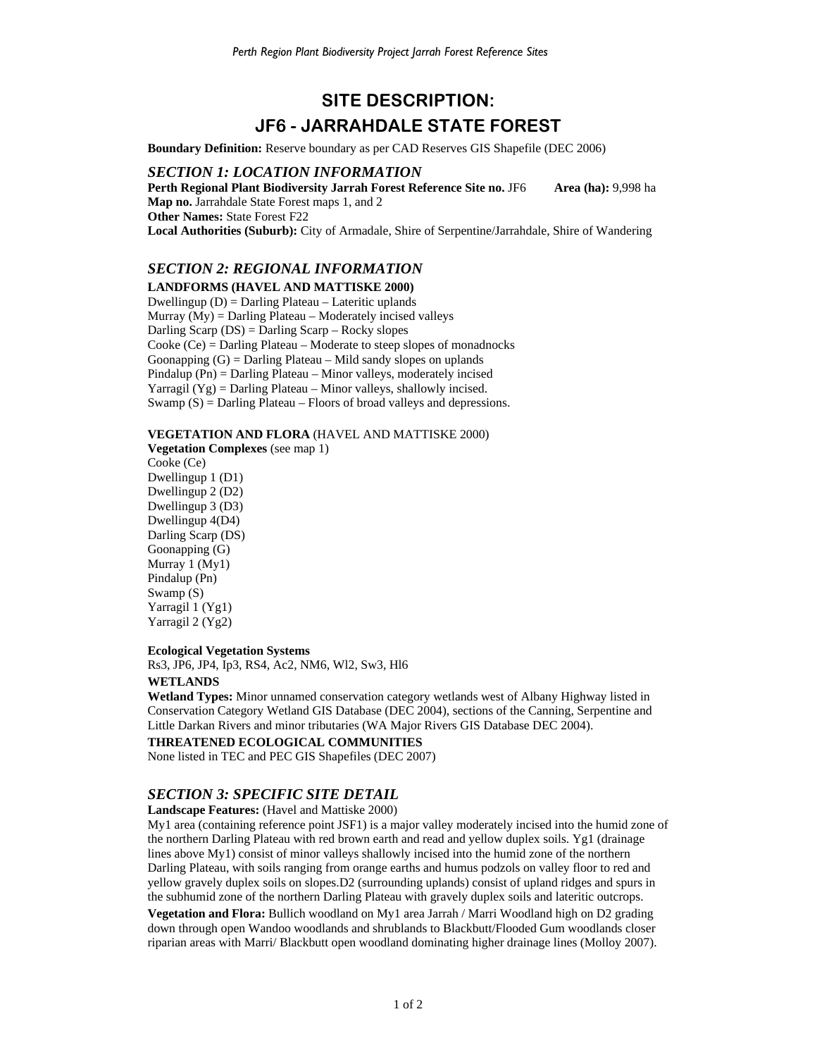# SITE DESCRIPTION:
# JF6 - JARRAHDALE STATE FOREST

**Boundary Definition:** Reserve boundary as per CAD Reserves GIS Shapefile (DEC 2006)

## *SECTION 1: LOCATION INFORMATION*

**Perth Regional Plant Biodiversity Jarrah Forest Reference Site no.** JF6 **Area (ha):** 9,998 ha
**Map no.** Jarrahdale State Forest maps 1, and 2
**Other Names:** State Forest F22
**Local Authorities (Suburb):** City of Armadale, Shire of Serpentine/Jarrahdale, Shire of Wandering

## *SECTION 2: REGIONAL INFORMATION*

**LANDFORMS (HAVEL AND MATTISKE 2000)**

Dwellingup (D) = Darling Plateau – Lateritic uplands
Murray (My) = Darling Plateau – Moderately incised valleys
Darling Scarp (DS) = Darling Scarp – Rocky slopes
Cooke (Ce) = Darling Plateau – Moderate to steep slopes of monadnocks
Goonapping (G) = Darling Plateau – Mild sandy slopes on uplands
Pindalup (Pn) = Darling Plateau – Minor valleys, moderately incised
Yarragil (Yg) = Darling Plateau – Minor valleys, shallowly incised.
Swamp (S) = Darling Plateau – Floors of broad valleys and depressions.

**VEGETATION AND FLORA** (HAVEL AND MATTISKE 2000)

**Vegetation Complexes** (see map 1)
Cooke (Ce)
Dwellingup 1 (D1)
Dwellingup 2 (D2)
Dwellingup 3 (D3)
Dwellingup 4(D4)
Darling Scarp (DS)
Goonapping (G)
Murray 1 (My1)
Pindalup (Pn)
Swamp (S)
Yarragil 1 (Yg1)
Yarragil 2 (Yg2)

**Ecological Vegetation Systems**
Rs3, JP6, JP4, Ip3, RS4, Ac2, NM6, Wl2, Sw3, Hl6

**WETLANDS**

**Wetland Types:** Minor unnamed conservation category wetlands west of Albany Highway listed in Conservation Category Wetland GIS Database (DEC 2004), sections of the Canning, Serpentine and Little Darkan Rivers and minor tributaries (WA Major Rivers GIS Database DEC 2004).

**THREATENED ECOLOGICAL COMMUNITIES**

None listed in TEC and PEC GIS Shapefiles (DEC 2007)

## *SECTION 3: SPECIFIC SITE DETAIL*

**Landscape Features:** (Havel and Mattiske 2000)
My1 area (containing reference point JSF1) is a major valley moderately incised into the humid zone of the northern Darling Plateau with red brown earth and read and yellow duplex soils. Yg1 (drainage lines above My1) consist of minor valleys shallowly incised into the humid zone of the northern Darling Plateau, with soils ranging from orange earths and humus podzols on valley floor to red and yellow gravely duplex soils on slopes.D2 (surrounding uplands) consist of upland ridges and spurs in the subhumid zone of the northern Darling Plateau with gravely duplex soils and lateritic outcrops.

**Vegetation and Flora:** Bullich woodland on My1 area Jarrah / Marri Woodland high on D2 grading down through open Wandoo woodlands and shrublands to Blackbutt/Flooded Gum woodlands closer riparian areas with Marri/ Blackbutt open woodland dominating higher drainage lines (Molloy 2007).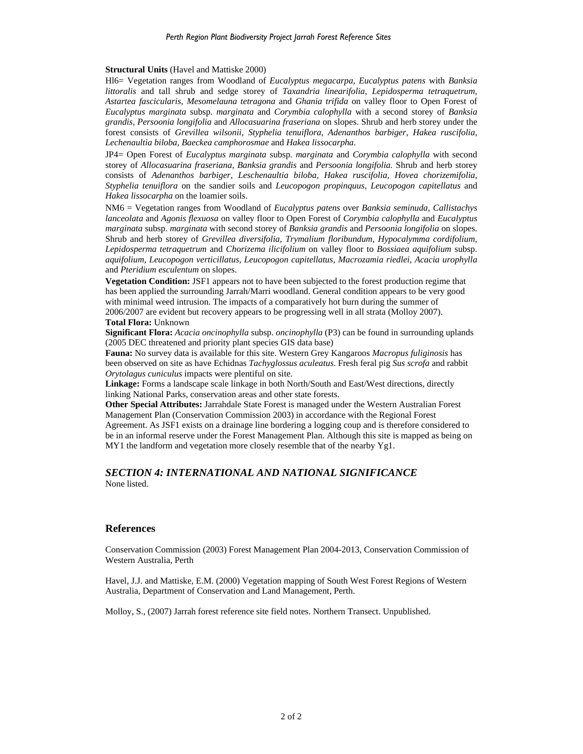**Structural Units** (Havel and Mattiske 2000)

Hl6= Vegetation ranges from Woodland of *Eucalyptus megacarpa, Eucalyptus patens* with *Banksia littoralis* and tall shrub and sedge storey of *Taxandria linearifolia, Lepidosperma tetraquetrum, Astartea fascicularis, Mesomelauna tetragona* and *Ghania trifida* on valley floor to Open Forest of *Eucalyptus marginata* subsp. *marginata* and *Corymbia calophylla* with a second storey of *Banksia grandis, Persoonia longifolia* and *Allocasuarina fraseriana* on slopes. Shrub and herb storey under the forest consists of *Grevillea wilsonii, Styphelia tenuiflora, Adenanthos barbiger, Hakea ruscifolia, Lechenaultia biloba, Baeckea camphorosmae* and *Hakea lissocarpha.*

JP4= Open Forest of *Eucalyptus marginata* subsp. *marginata* and *Corymbia calophylla* with second storey of *Allocasuarina fraseriana, Banksia grandis* and *Persoonia longifolia.* Shrub and herb storey consists of *Adenanthos barbiger, Leschenaultia biloba, Hakea ruscifolia, Hovea chorizemifolia, Styphelia tenuiflora* on the sandier soils and *Leucopogon propinquus, Leucopogon capitellatus* and *Hakea lissocarpha* on the loamier soils.

NM6 = Vegetation ranges from Woodland of *Eucalyptus patens* over *Banksia seminuda, Callistachys lanceolata* and *Agonis flexuosa* on valley floor to Open Forest of *Corymbia calophylla* and *Eucalyptus marginata* subsp. *marginata* with second storey of *Banksia grandis* and *Persoonia longifolia* on slopes. Shrub and herb storey of *Grevillea diversifolia, Trymalium floribundum, Hypocalymma cordifolium, Lepidosperma tetraquetrum* and *Chorizema ilicifolium* on valley floor to *Bossiaea aquifolium* subsp. *aquifolium, Leucopogon verticillatus, Leucopogon capitellatus, Macrozamia riedlei, Acacia urophylla* and *Pteridium esculentum* on slopes.

**Vegetation Condition:** JSF1 appears not to have been subjected to the forest production regime that has been applied the surrounding Jarrah/Marri woodland. General condition appears to be very good with minimal weed intrusion. The impacts of a comparatively hot burn during the summer of 2006/2007 are evident but recovery appears to be progressing well in all strata (Molloy 2007).

**Total Flora:** Unknown

**Significant Flora:** *Acacia oncinophylla* subsp. *oncinophylla* (P3) can be found in surrounding uplands (2005 DEC threatened and priority plant species GIS data base)

**Fauna:** No survey data is available for this site. Western Grey Kangaroos *Macropus fuliginosis* has been observed on site as have Echidnas *Tachyglossus aculeatus*. Fresh feral pig *Sus scrofa* and rabbit *Orytolagus cuniculus* impacts were plentiful on site.

**Linkage:** Forms a landscape scale linkage in both North/South and East/West directions, directly linking National Parks, conservation areas and other state forests.

**Other Special Attributes:** Jarrahdale State Forest is managed under the Western Australian Forest Management Plan (Conservation Commission 2003) in accordance with the Regional Forest Agreement. As JSF1 exists on a drainage line bordering a logging coup and is therefore considered to be in an informal reserve under the Forest Management Plan. Although this site is mapped as being on MY1 the landform and vegetation more closely resemble that of the nearby Yg1.

## *SECTION 4: INTERNATIONAL AND NATIONAL SIGNIFICANCE*

None listed.

## References

Conservation Commission (2003) Forest Management Plan 2004-2013, Conservation Commission of Western Australia, Perth

Havel, J.J. and Mattiske, E.M. (2000) Vegetation mapping of South West Forest Regions of Western Australia, Department of Conservation and Land Management, Perth.

Molloy, S., (2007) Jarrah forest reference site field notes. Northern Transect. Unpublished.